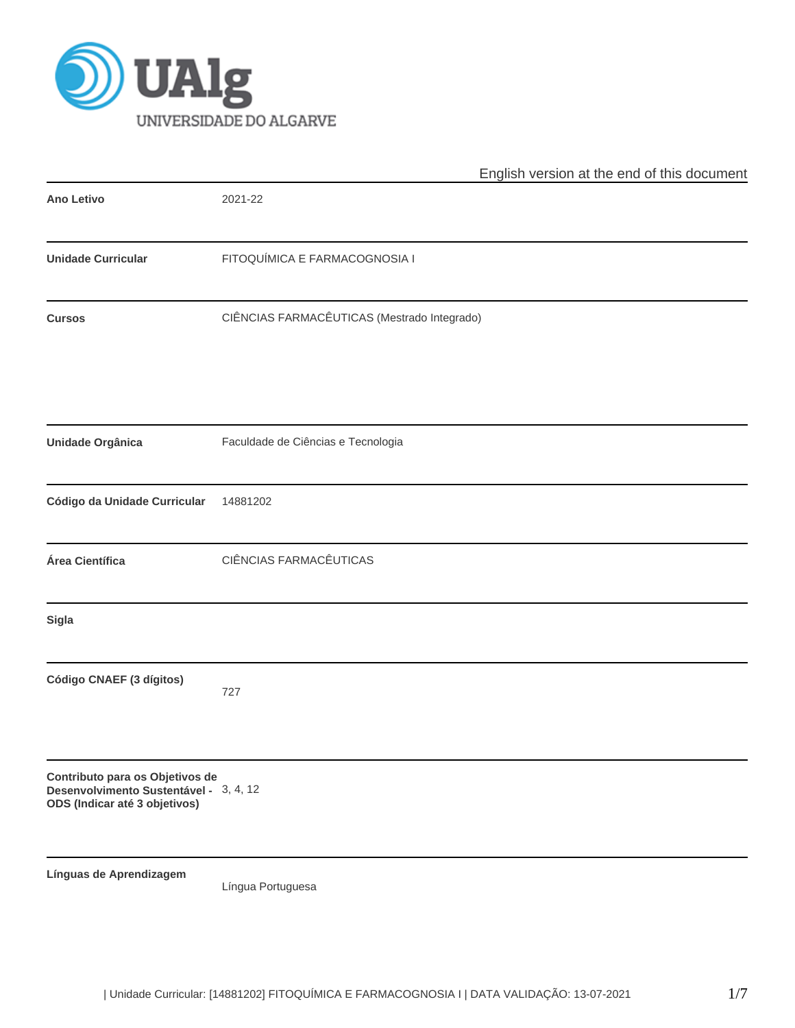UNIVERSIDADE DO ALGARVE

English version at the end of this document

| | |
|---|---|
| **Ano Letivo** | 2021-22 |
| **Unidade Curricular** | FITOQUÍMICA E FARMACOGNOSIA I |
| **Cursos** | CIÊNCIAS FARMACÊUTICAS (Mestrado Integrado) |
| **Unidade Orgânica** | Faculdade de Ciências e Tecnologia |
| **Código da Unidade Curricular** | 14881202 |
| **Área Científica** | CIÊNCIAS FARMACÊUTICAS |
| **Sigla** | |
| **Código CNAEF (3 dígitos)** | 727 |
| **Contributo para os Objetivos de Desenvolvimento Sustentável - ODS (Indicar até 3 objetivos)** | 3, 4, 12 |
| **Línguas de Aprendizagem** | Língua Portuguesa |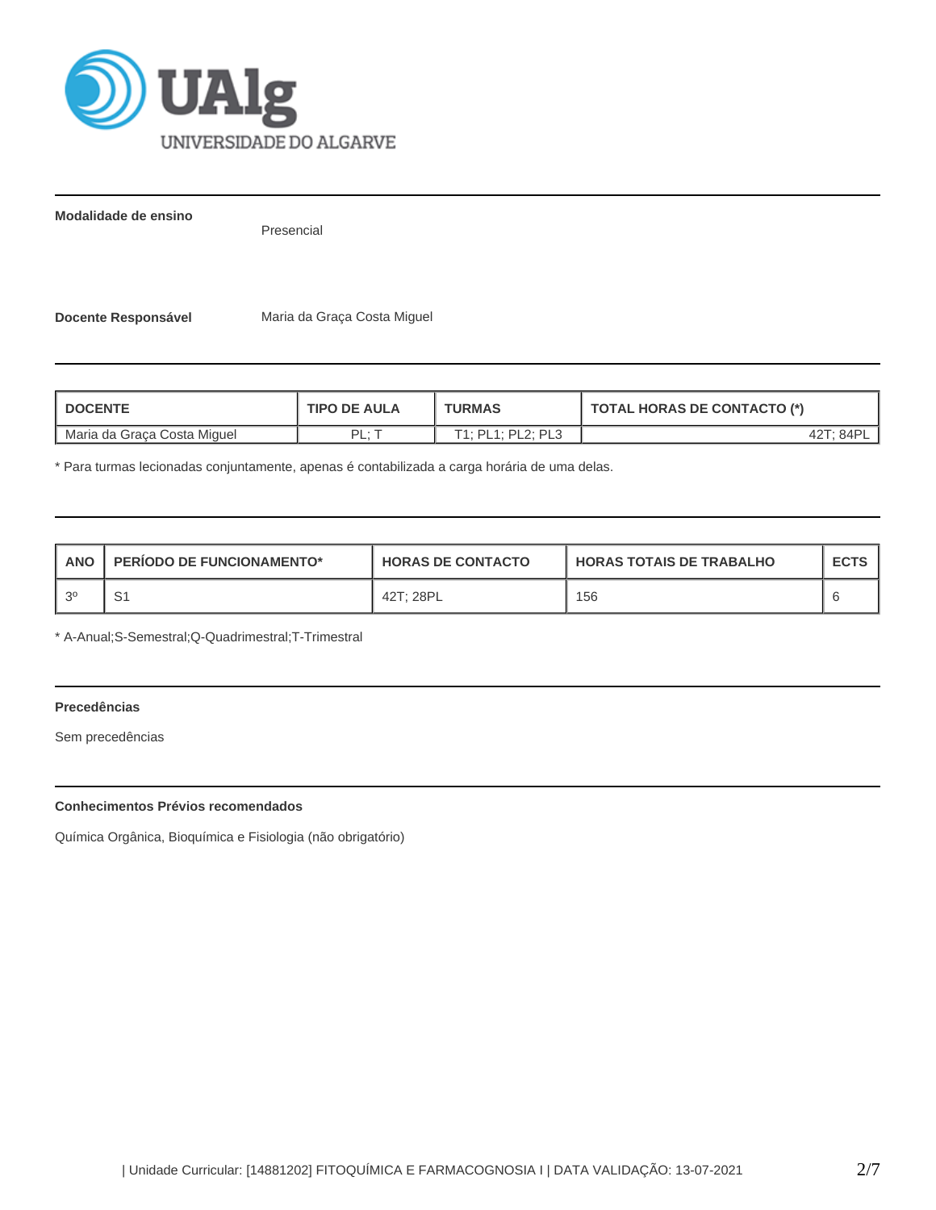**Modalidade de ensino** Presencial

**Docente Responsável** Maria da Graça Costa Miguel

| DOCENTE | TIPO DE AULA | TURMAS | TOTAL HORAS DE CONTACTO (*) |
|---|---|---|---|
| Maria da Graça Costa Miguel | PL; T | T1; PL1; PL2; PL3 | 42T; 84PL |

* Para turmas lecionadas conjuntamente, apenas é contabilizada a carga horária de uma delas.

| ANO | PERÍODO DE FUNCIONAMENTO* | HORAS DE CONTACTO | HORAS TOTAIS DE TRABALHO | ECTS |
|---|---|---|---|---|
| 3º | S1 | 42T; 28PL | 156 | 6 |

* A-Anual;S-Semestral;Q-Quadrimestral;T-Trimestral

**Precedências**

Sem precedências

**Conhecimentos Prévios recomendados**

Química Orgânica, Bioquímica e Fisiologia (não obrigatório)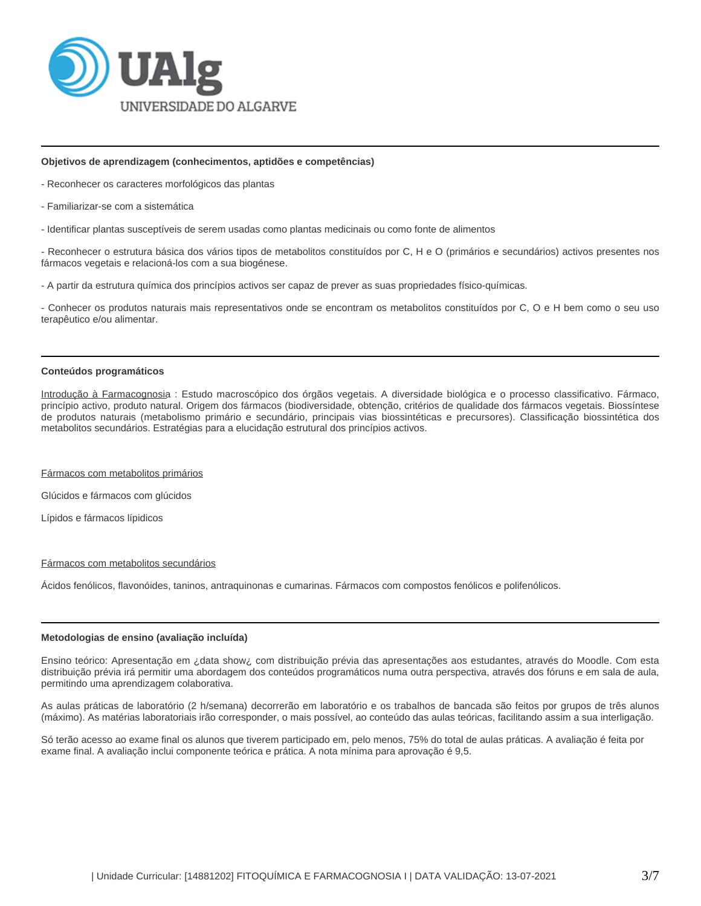**Objetivos de aprendizagem (conhecimentos, aptidões e competências)**

- Reconhecer os caracteres morfológicos das plantas

- Familiarizar-se com a sistemática

- Identificar plantas susceptíveis de serem usadas como plantas medicinais ou como fonte de alimentos

- Reconhecer o estrutura básica dos vários tipos de metabolitos constituídos por C, H e O (primários e secundários) activos presentes nos fármacos vegetais e relacioná-los com a sua biogénese.

- A partir da estrutura química dos princípios activos ser capaz de prever as suas propriedades físico-químicas.

- Conhecer os produtos naturais mais representativos onde se encontram os metabolitos constituídos por C, O e H bem como o seu uso terapêutico e/ou alimentar.

**Conteúdos programáticos**

<u>Introdução à Farmacognosia</u> : Estudo macroscópico dos órgãos vegetais. A diversidade biológica e o processo classificativo. Fármaco, princípio activo, produto natural. Origem dos fármacos (biodiversidade, obtenção, critérios de qualidade dos fármacos vegetais. Biossíntese de produtos naturais (metabolismo primário e secundário, principais vias biossintéticas e precursores). Classificação biossintética dos metabolitos secundários. Estratégias para a elucidação estrutural dos princípios activos.

<u>Fármacos com metabolitos primários</u>

Glúcidos e fármacos com glúcidos

Lípidos e fármacos lípidicos

<u>Fármacos com metabolitos secundários</u>

Ácidos fenólicos, flavonóides, taninos, antraquinonas e cumarinas. Fármacos com compostos fenólicos e polifenólicos.

**Metodologias de ensino (avaliação incluída)**

Ensino teórico: Apresentação em ¿data show¿ com distribuição prévia das apresentações aos estudantes, através do Moodle. Com esta distribuição prévia irá permitir uma abordagem dos conteúdos programáticos numa outra perspectiva, através dos fóruns e em sala de aula, permitindo uma aprendizagem colaborativa.

As aulas práticas de laboratório (2 h/semana) decorrerão em laboratório e os trabalhos de bancada são feitos por grupos de três alunos (máximo). As matérias laboratoriais irão corresponder, o mais possível, ao conteúdo das aulas teóricas, facilitando assim a sua interligação.

Só terão acesso ao exame final os alunos que tiverem participado em, pelo menos, 75% do total de aulas práticas. A avaliação é feita por exame final. A avaliação inclui componente teórica e prática. A nota mínima para aprovação é 9,5.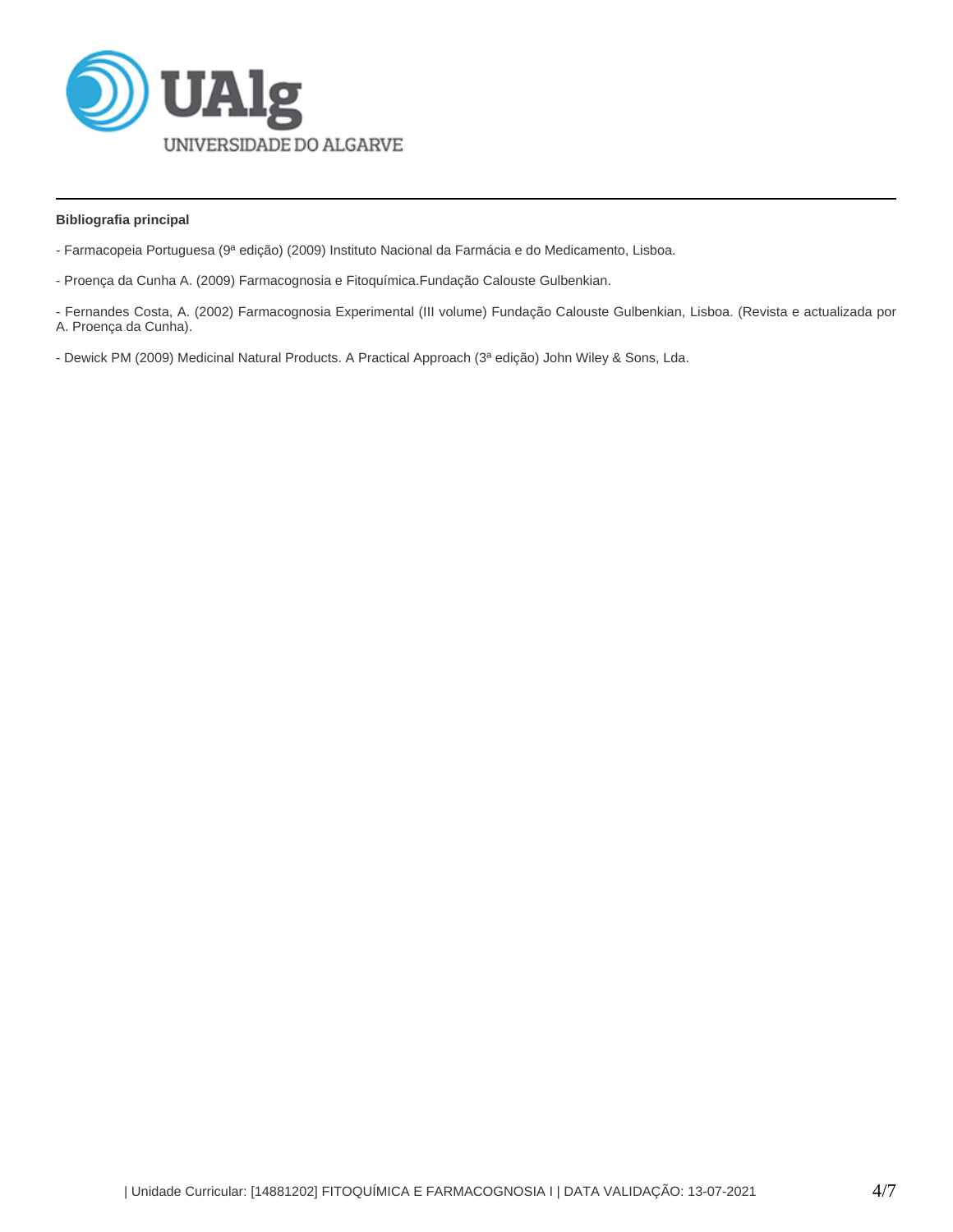**Bibliografia principal**

- Farmacopeia Portuguesa (9ª edição) (2009) Instituto Nacional da Farmácia e do Medicamento, Lisboa.

- Proença da Cunha A. (2009) Farmacognosia e Fitoquímica.Fundação Calouste Gulbenkian.

- Fernandes Costa, A. (2002) Farmacognosia Experimental (III volume) Fundação Calouste Gulbenkian, Lisboa. (Revista e actualizada por A. Proença da Cunha).

- Dewick PM (2009) Medicinal Natural Products. A Practical Approach (3ª edição) John Wiley & Sons, Lda.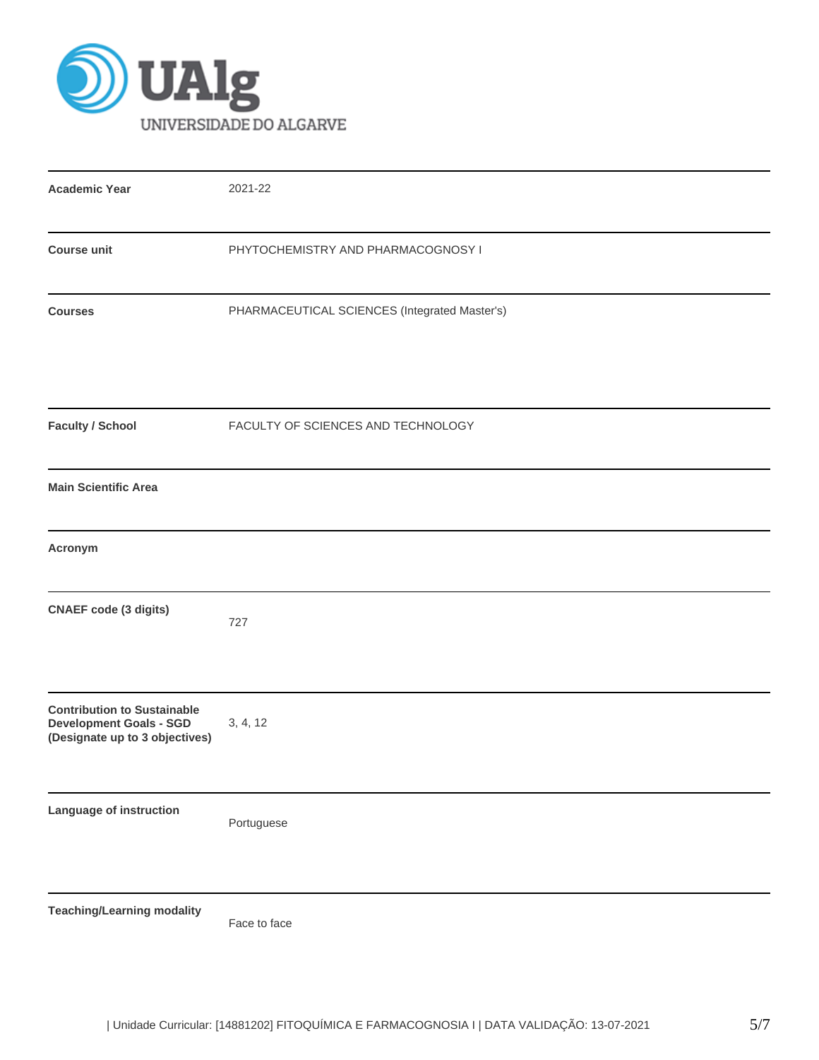| | |
|---|---|
| **Academic Year** | 2021-22 |
| **Course unit** | PHYTOCHEMISTRY AND PHARMACOGNOSY I |
| **Courses** | PHARMACEUTICAL SCIENCES (Integrated Master's) |
| **Faculty / School** | FACULTY OF SCIENCES AND TECHNOLOGY |
| **Main Scientific Area** | |
| **Acronym** | |
| **CNAEF code (3 digits)** | 727 |
| **Contribution to Sustainable Development Goals - SGD (Designate up to 3 objectives)** | 3, 4, 12 |
| **Language of instruction** | Portuguese |
| **Teaching/Learning modality** | Face to face |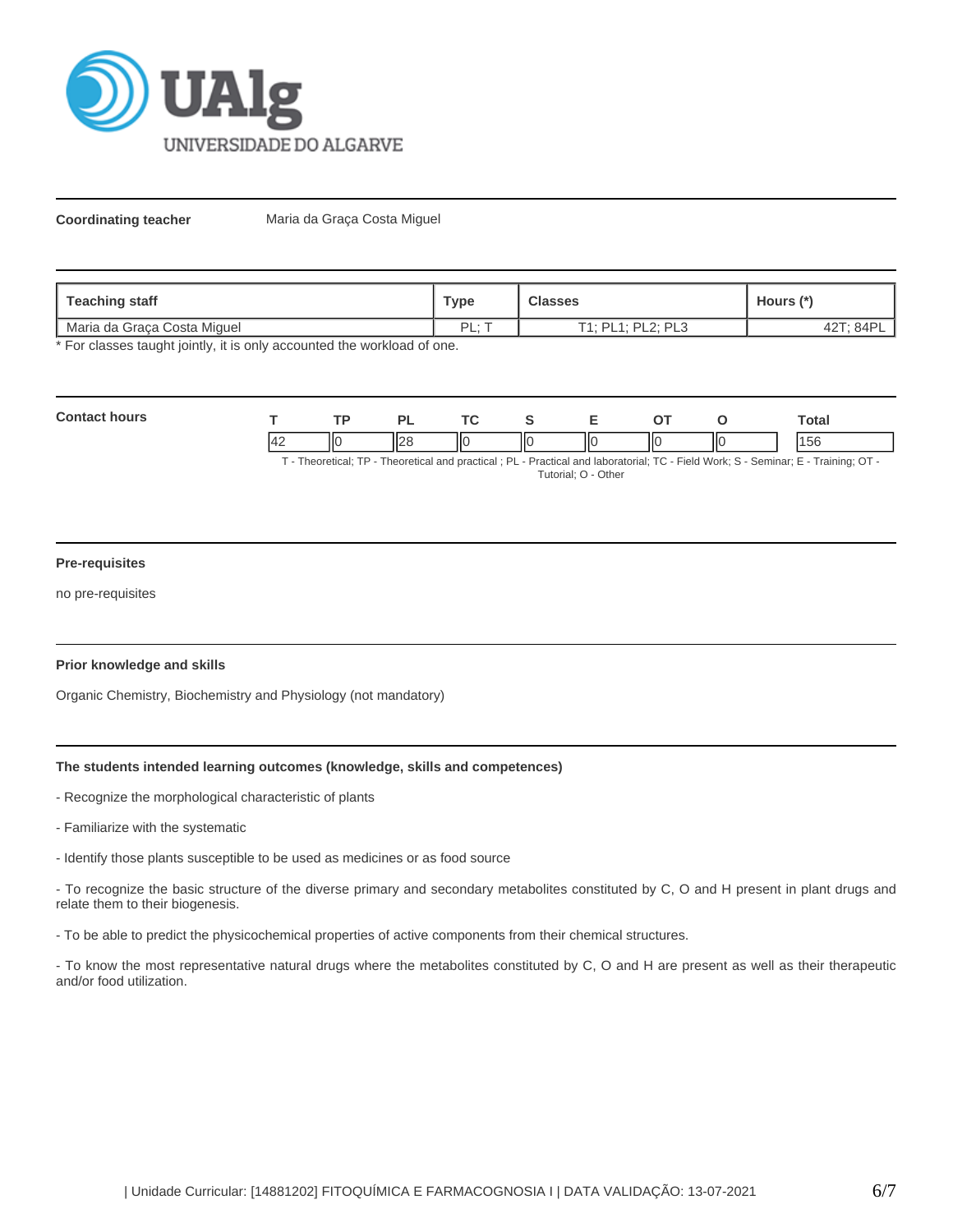**Coordinating teacher** Maria da Graça Costa Miguel

| Teaching staff | Type | Classes | Hours (*) |
|---|---|---|---|
| Maria da Graça Costa Miguel | PL; T | T1; PL1; PL2; PL3 | 42T; 84PL |

* For classes taught jointly, it is only accounted the workload of one.

**Contact hours**

| T | TP | PL | TC | S | E | OT | O | Total |
|---|---|---|---|---|---|---|---|---|
| 42 | 0 | 28 | 0 | 0 | 0 | 0 | 0 | 156 |

T - Theoretical; TP - Theoretical and practical ; PL - Practical and laboratorial; TC - Field Work; S - Seminar; E - Training; OT - Tutorial; O - Other

### Pre-requisites

no pre-requisites

### Prior knowledge and skills

Organic Chemistry, Biochemistry and Physiology (not mandatory)

### The students intended learning outcomes (knowledge, skills and competences)

- Recognize the morphological characteristic of plants

- Familiarize with the systematic

- Identify those plants susceptible to be used as medicines or as food source

- To recognize the basic structure of the diverse primary and secondary metabolites constituted by C, O and H present in plant drugs and relate them to their biogenesis.

- To be able to predict the physicochemical properties of active components from their chemical structures.

- To know the most representative natural drugs where the metabolites constituted by C, O and H are present as well as their therapeutic and/or food utilization.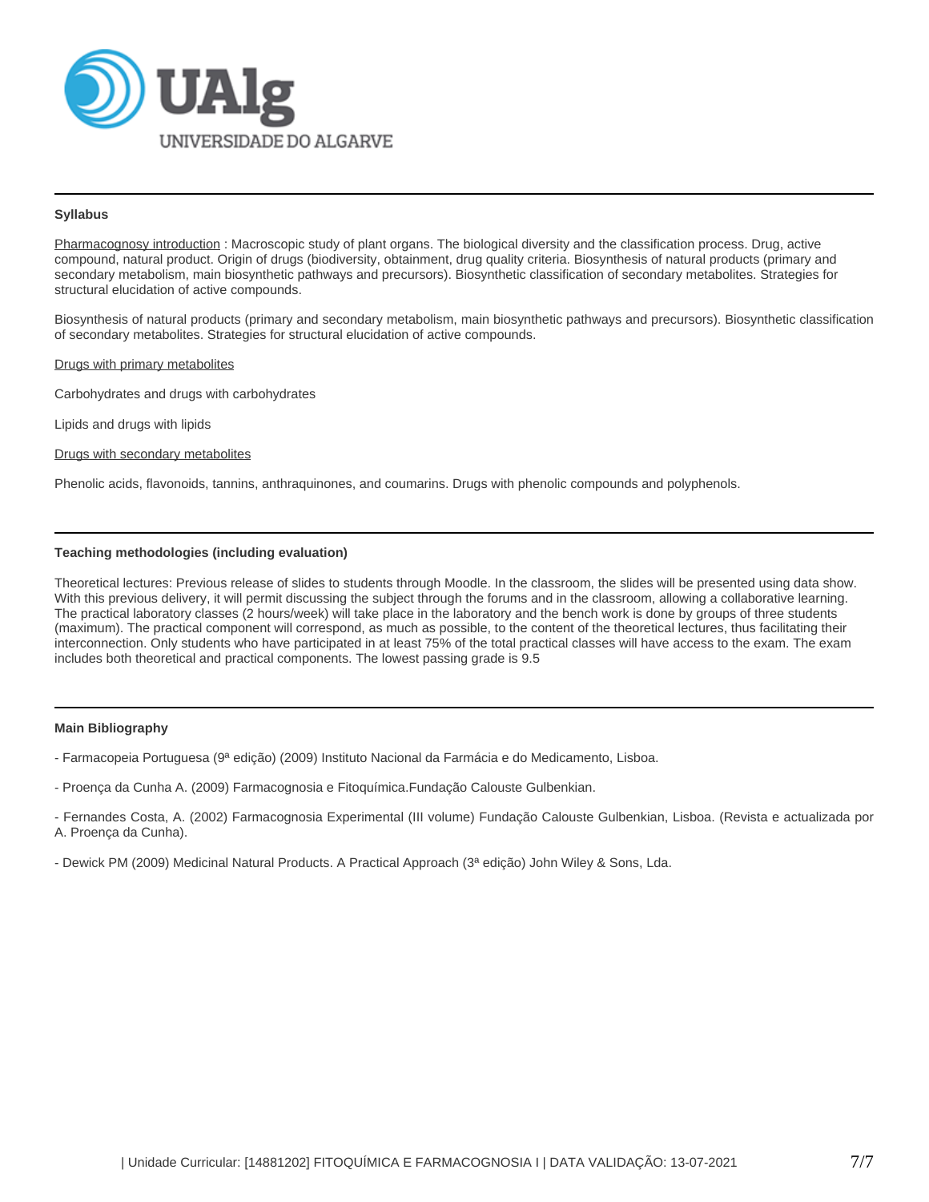### Syllabus

Pharmacognosy introduction : Macroscopic study of plant organs. The biological diversity and the classification process. Drug, active compound, natural product. Origin of drugs (biodiversity, obtainment, drug quality criteria. Biosynthesis of natural products (primary and secondary metabolism, main biosynthetic pathways and precursors). Biosynthetic classification of secondary metabolites. Strategies for structural elucidation of active compounds.

Biosynthesis of natural products (primary and secondary metabolism, main biosynthetic pathways and precursors). Biosynthetic classification of secondary metabolites. Strategies for structural elucidation of active compounds.

Drugs with primary metabolites

Carbohydrates and drugs with carbohydrates

Lipids and drugs with lipids

Drugs with secondary metabolites

Phenolic acids, flavonoids, tannins, anthraquinones, and coumarins. Drugs with phenolic compounds and polyphenols.

### Teaching methodologies (including evaluation)

Theoretical lectures: Previous release of slides to students through Moodle. In the classroom, the slides will be presented using data show. With this previous delivery, it will permit discussing the subject through the forums and in the classroom, allowing a collaborative learning. The practical laboratory classes (2 hours/week) will take place in the laboratory and the bench work is done by groups of three students (maximum). The practical component will correspond, as much as possible, to the content of the theoretical lectures, thus facilitating their interconnection. Only students who have participated in at least 75% of the total practical classes will have access to the exam. The exam includes both theoretical and practical components. The lowest passing grade is 9.5

### Main Bibliography

- Farmacopeia Portuguesa (9ª edição) (2009) Instituto Nacional da Farmácia e do Medicamento, Lisboa.

- Proença da Cunha A. (2009) Farmacognosia e Fitoquímica.Fundação Calouste Gulbenkian.

- Fernandes Costa, A. (2002) Farmacognosia Experimental (III volume) Fundação Calouste Gulbenkian, Lisboa. (Revista e actualizada por A. Proença da Cunha).

- Dewick PM (2009) Medicinal Natural Products. A Practical Approach (3ª edição) John Wiley & Sons, Lda.